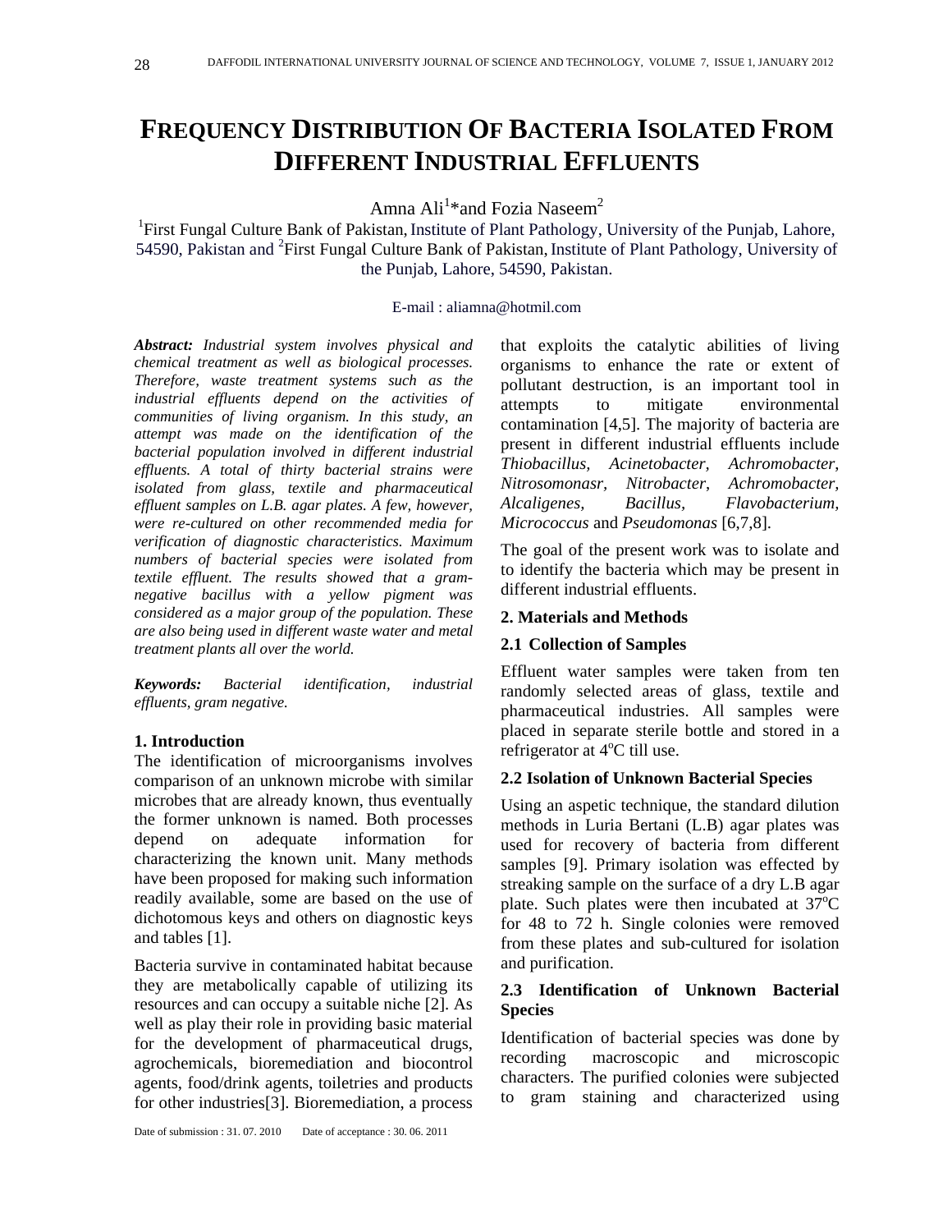# FREQUENCY DISTRIBUTION OF BACTERIA ISOLATED FROM DIFFERENT INDUSTRIAL EFFLUENTS

Amna Ali[1]*and Fozia Naseem[2]

[1]First Fungal Culture Bank of Pakistan, Institute of Plant Pathology, University of the Punjab, Lahore, 54590, Pakistan and [2]First Fungal Culture Bank of Pakistan, Institute of Plant Pathology, University of the Punjab, Lahore, 54590, Pakistan.

E-mail : aliamna@hotmil.com

***Abstract:*** *Industrial system involves physical and chemical treatment as well as biological processes. Therefore, waste treatment systems such as the industrial effluents depend on the activities of communities of living organism. In this study, an attempt was made on the identification of the bacterial population involved in different industrial effluents. A total of thirty bacterial strains were isolated from glass, textile and pharmaceutical effluent samples on L.B. agar plates. A few, however, were re-cultured on other recommended media for verification of diagnostic characteristics. Maximum numbers of bacterial species were isolated from textile effluent. The results showed that a gram-negative bacillus with a yellow pigment was considered as a major group of the population. These are also being used in different waste water and metal treatment plants all over the world.*

***Keywords:*** *Bacterial identification, industrial effluents, gram negative.*

## 1. Introduction

The identification of microorganisms involves comparison of an unknown microbe with similar microbes that are already known, thus eventually the former unknown is named. Both processes depend on adequate information for characterizing the known unit. Many methods have been proposed for making such information readily available, some are based on the use of dichotomous keys and others on diagnostic keys and tables [1].

Bacteria survive in contaminated habitat because they are metabolically capable of utilizing its resources and can occupy a suitable niche [2]. As well as play their role in providing basic material for the development of pharmaceutical drugs, agrochemicals, bioremediation and biocontrol agents, food/drink agents, toiletries and products for other industries[3]. Bioremediation, a process that exploits the catalytic abilities of living organisms to enhance the rate or extent of pollutant destruction, is an important tool in attempts to mitigate environmental contamination [4,5]. The majority of bacteria are present in different industrial effluents include *Thiobacillus, Acinetobacter, Achromobacter*, *Nitrosomonasr*, *Nitrobacter*, *Achromobacter, Alcaligenes, Bacillus, Flavobacterium, Micrococcus* and *Pseudomonas* [6,7,8].

The goal of the present work was to isolate and to identify the bacteria which may be present in different industrial effluents.

## 2. Materials and Methods

### 2.1 Collection of Samples

Effluent water samples were taken from ten randomly selected areas of glass, textile and pharmaceutical industries. All samples were placed in separate sterile bottle and stored in a refrigerator at $4^oC$ till use.

### 2.2 Isolation of Unknown Bacterial Species

Using an aspetic technique, the standard dilution methods in Luria Bertani (L.B) agar plates was used for recovery of bacteria from different samples [9]. Primary isolation was effected by streaking sample on the surface of a dry L.B agar plate. Such plates were then incubated at $37^oC$ for 48 to 72 h. Single colonies were removed from these plates and sub-cultured for isolation and purification.

### 2.3 Identification of Unknown Bacterial Species

Identification of bacterial species was done by recording macroscopic and microscopic characters. The purified colonies were subjected to gram staining and characterized using

Date of submission : 31. 07. 2010 Date of acceptance : 30. 06. 2011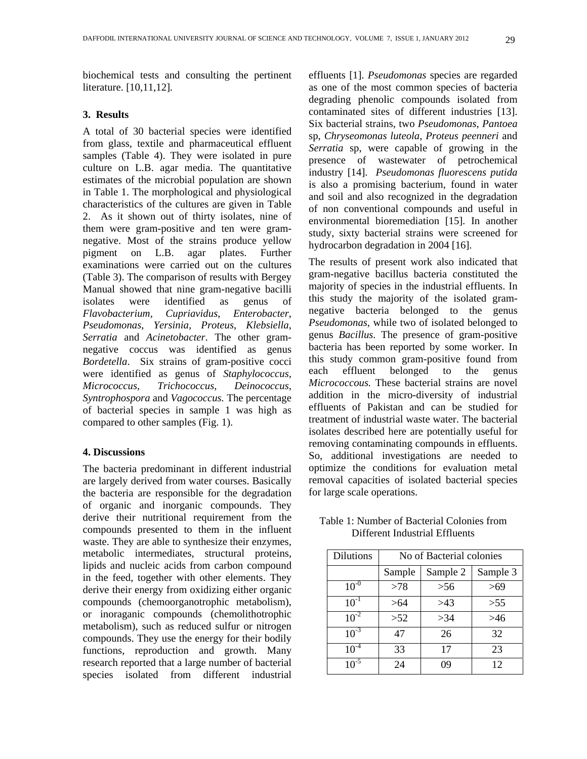biochemical tests and consulting the pertinent literature. [10,11,12].

## 3. Results

A total of 30 bacterial species were identified from glass, textile and pharmaceutical effluent samples (Table 4). They were isolated in pure culture on L.B. agar media. The quantitative estimates of the microbial population are shown in Table 1. The morphological and physiological characteristics of the cultures are given in Table 2. As it shown out of thirty isolates, nine of them were gram-positive and ten were gram-negative. Most of the strains produce yellow pigment on L.B. agar plates. Further examinations were carried out on the cultures (Table 3). The comparison of results with Bergey Manual showed that nine gram-negative bacilli isolates were identified as genus of *Flavobacterium*, *Cupriavidus*, *Enterobacter*, *Pseudomonas*, *Yersinia, Proteus*, *Klebsiella*, *Serratia* and *Acinetobacter*. The other gram-negative coccus was identified as genus *Bordetella*. Six strains of gram-positive cocci were identified as genus of *Staphylococcus, Micrococcus, Trichococcus, Deinococcus, Syntrophospora* and *Vagococcus.* The percentage of bacterial species in sample 1 was high as compared to other samples (Fig. 1).

## 4. Discussions

The bacteria predominant in different industrial are largely derived from water courses. Basically the bacteria are responsible for the degradation of organic and inorganic compounds. They derive their nutritional requirement from the compounds presented to them in the influent waste. They are able to synthesize their enzymes, metabolic intermediates, structural proteins, lipids and nucleic acids from carbon compound in the feed, together with other elements. They derive their energy from oxidizing either organic compounds (chemoorganotrophic metabolism), or inoraganic compounds (chemolithotrophic metabolism), such as reduced sulfur or nitrogen compounds. They use the energy for their bodily functions, reproduction and growth. Many research reported that a large number of bacterial species isolated from different industrial effluents [1]. *Pseudomonas* species are regarded as one of the most common species of bacteria degrading phenolic compounds isolated from contaminated sites of different industries [13]. Six bacterial strains, two *Pseudomonas*, *Pantoea* sp, *Chryseomonas luteola*, *Proteus peenneri* and *Serratia* sp, were capable of growing in the presence of wastewater of petrochemical industry [14]. *Pseudomonas fluorescens putida* is also a promising bacterium, found in water and soil and also recognized in the degradation of non conventional compounds and useful in environmental bioremediation [15]. In another study, sixty bacterial strains were screened for hydrocarbon degradation in 2004 [16].

The results of present work also indicated that gram-negative bacillus bacteria constituted the majority of species in the industrial effluents. In this study the majority of the isolated gram-negative bacteria belonged to the genus *Pseudomonas*, while two of isolated belonged to genus *Bacillus.* The presence of gram-positive bacteria has been reported by some worker. In this study common gram-positive found from each effluent belonged to the genus *Micrococcous.* These bacterial strains are novel addition in the micro-diversity of industrial effluents of Pakistan and can be studied for treatment of industrial waste water. The bacterial isolates described here are potentially useful for removing contaminating compounds in effluents. So, additional investigations are needed to optimize the conditions for evaluation metal removal capacities of isolated bacterial species for large scale operations.

Table 1: Number of Bacterial Colonies from Different Industrial Effluents

| Dilutions | No of Bacterial colonies | | |
|---|---|---|---|
| | Sample | Sample 2 | Sample 3 |
| $10^{-0}$ | >78 | >56 | >69 |
| $10^{-1}$ | >64 | >43 | >55 |
| $10^{-2}$ | >52 | >34 | >46 |
| $10^{-3}$ | 47 | 26 | 32 |
| $10^{-4}$ | 33 | 17 | 23 |
| $10^{-5}$ | 24 | 09 | 12 |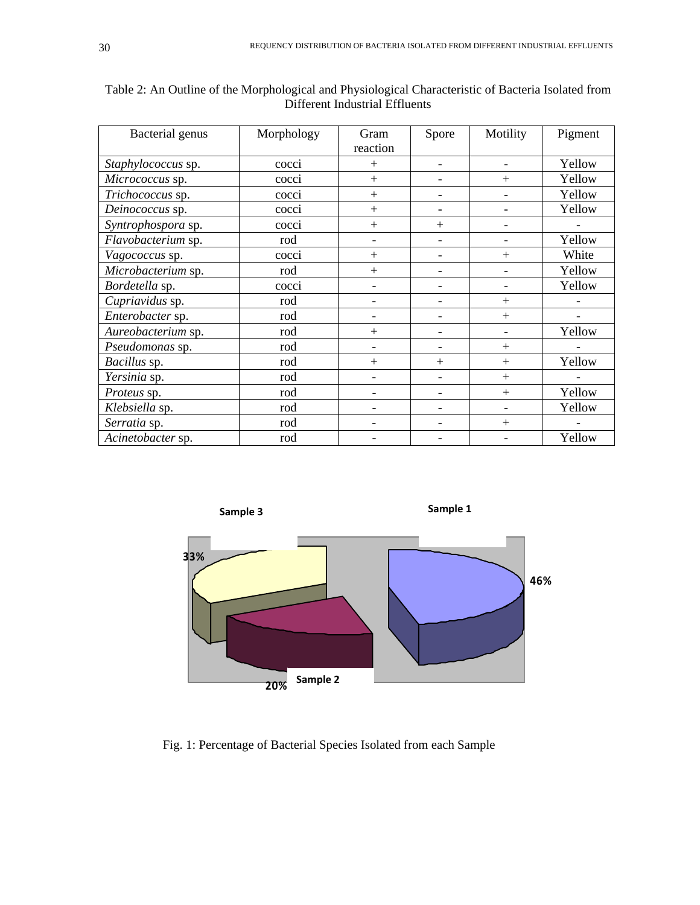Table 2: An Outline of the Morphological and Physiological Characteristic of Bacteria Isolated from Different Industrial Effluents

| Bacterial genus | Morphology | Gram reaction | Spore | Motility | Pigment |
|---|---|---|---|---|---|
| *Staphylococcus* sp. | cocci | + | - | - | Yellow |
| *Micrococcus* sp. | cocci | + | - | + | Yellow |
| *Trichococcus* sp. | cocci | + | - | - | Yellow |
| *Deinococcus* sp. | cocci | + | - | - | Yellow |
| *Syntrophospora* sp. | cocci | + | + | - | - |
| *Flavobacterium* sp. | rod | - | - | - | Yellow |
| *Vagococcus* sp. | cocci | + | - | + | White |
| *Microbacterium* sp. | rod | + | - | - | Yellow |
| *Bordetella* sp. | cocci | - | - | - | Yellow |
| *Cupriavidus* sp. | rod | - | - | + | - |
| *Enterobacter* sp. | rod | - | - | + | - |
| *Aureobacterium* sp. | rod | + | - | - | Yellow |
| *Pseudomonas* sp. | rod | - | - | + | - |
| *Bacillus* sp. | rod | + | + | + | Yellow |
| *Yersinia* sp. | rod | - | - | + | - |
| *Proteus* sp. | rod | - | - | + | Yellow |
| *Klebsiella* sp. | rod | - | - | - | Yellow |
| *Serratia* sp. | rod | - | - | + | - |
| *Acinetobacter* sp. | rod | - | - | - | Yellow |

Fig. 1: Percentage of Bacterial Species Isolated from each Sample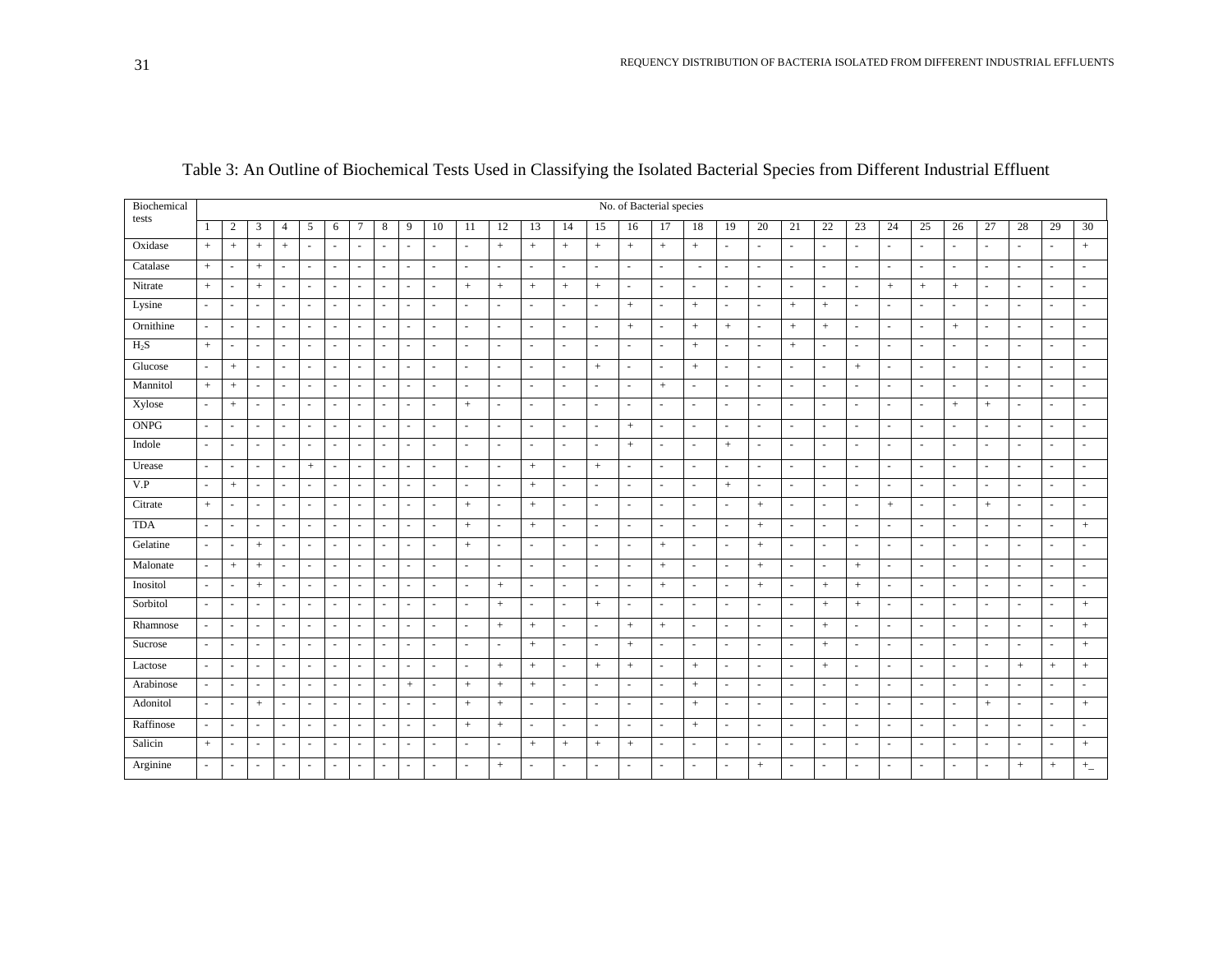Table 3: An Outline of Biochemical Tests Used in Classifying the Isolated Bacterial Species from Different Industrial Effluent

| Biochemical tests | No. of Bacterial species | | | | | | | | | | | | | | | | | | | | | | | | | | | | | |
|---|---|---|---|---|---|---|---|---|---|---|---|---|---|---|---|---|---|---|---|---|---|---|---|---|---|---|---|---|---|---|
| | 1 | 2 | 3 | 4 | 5 | 6 | 7 | 8 | 9 | 10 | 11 | 12 | 13 | 14 | 15 | 16 | 17 | 18 | 19 | 20 | 21 | 22 | 23 | 24 | 25 | 26 | 27 | 28 | 29 | 30 |
| Oxidase | + | + | + | + | - | - | - | - | - | - | - | + | + | + | + | + | + | + | - | - | - | - | - | - | - | - | - | - | - | + |
| Catalase | + | - | + | - | - | - | - | - | - | - | - | - | - | - | - | - | - | - | - | - | - | - | - | - | - | - | - | - | - | - |
| Nitrate | + | - | + | - | - | - | - | - | - | - | + | + | + | + | + | - | - | - | - | - | - | - | - | + | + | + | - | - | - | - |
| Lysine | - | - | - | - | - | - | - | - | - | - | - | - | - | - | - | + | - | + | - | - | + | + | - | - | - | - | - | - | - | - |
| Ornithine | - | - | - | - | - | - | - | - | - | - | - | - | - | - | - | + | - | + | + | - | + | + | - | - | - | + | - | - | - | - |
| $H_2S$ | + | - | - | - | - | - | - | - | - | - | - | - | - | - | - | - | - | + | - | - | + | - | - | - | - | - | - | - | - | - |
| Glucose | - | + | - | - | - | - | - | - | - | - | - | - | - | - | + | - | - | + | - | - | - | - | + | - | - | - | - | - | - | - |
| Mannitol | + | + | - | - | - | - | - | - | - | - | - | - | - | - | - | - | + | - | - | - | - | - | - | - | - | - | - | - | - | - |
| Xylose | - | + | - | - | - | - | - | - | - | - | + | - | - | - | - | - | - | - | - | - | - | - | - | - | - | + | + | - | - | - |
| ONPG | - | - | - | - | - | - | - | - | - | - | - | - | - | - | - | + | - | - | - | - | - | - | - | - | - | - | - | - | - | - |
| Indole | - | - | - | - | - | - | - | - | - | - | - | - | - | - | - | + | - | - | + | - | - | - | - | - | - | - | - | - | - | - |
| Urease | - | - | - | - | + | - | - | - | - | - | - | - | + | - | + | - | - | - | - | - | - | - | - | - | - | - | - | - | - | - |
| V.P | - | + | - | - | - | - | - | - | - | - | - | - | + | - | - | - | - | - | + | - | - | - | - | - | - | - | - | - | - | - |
| Citrate | + | - | - | - | - | - | - | - | - | - | + | - | + | - | - | - | - | - | - | + | - | - | - | + | - | - | + | - | - | - |
| TDA | - | - | - | - | - | - | - | - | - | - | + | - | + | - | - | - | - | - | - | + | - | - | - | - | - | - | - | - | - | + |
| Gelatine | - | - | + | - | - | - | - | - | - | - | + | - | - | - | - | - | + | - | - | + | - | - | - | - | - | - | - | - | - | - |
| Malonate | - | + | + | - | - | - | - | - | - | - | - | - | - | - | - | - | + | - | - | + | - | - | + | - | - | - | - | - | - | - |
| Inositol | - | - | + | - | - | - | - | - | - | - | - | + | - | - | - | - | + | - | - | + | - | + | + | - | - | - | - | - | - | - |
| Sorbitol | - | - | - | - | - | - | - | - | - | - | - | + | - | - | + | - | - | - | - | - | - | + | + | - | - | - | - | - | - | + |
| Rhamnose | - | - | - | - | - | - | - | - | - | - | - | + | + | - | - | + | + | - | - | - | - | + | - | - | - | - | - | - | - | + |
| Sucrose | - | - | - | - | - | - | - | - | - | - | - | - | + | - | - | + | - | - | - | - | - | + | - | - | - | - | - | - | - | + |
| Lactose | - | - | - | - | - | - | - | - | - | - | - | + | + | - | + | + | - | + | - | - | - | + | - | - | - | - | - | + | + | + |
| Arabinose | - | - | - | - | - | - | - | - | + | - | + | + | + | - | - | - | - | + | - | - | - | - | - | - | - | - | - | - | - | - |
| Adonitol | - | - | + | - | - | - | - | - | - | - | + | + | - | - | - | - | - | + | - | - | - | - | - | - | - | - | + | - | - | + |
| Raffinose | - | - | - | - | - | - | - | - | - | - | + | + | - | - | - | - | - | + | - | - | - | - | - | - | - | - | - | - | - | - |
| Salicin | + | - | - | - | - | - | - | - | - | - | - | - | + | + | + | + | - | - | - | - | - | - | - | - | - | - | - | - | - | + |
| Arginine | - | - | - | - | - | - | - | - | - | - | - | + | - | - | - | - | - | - | - | + | - | - | - | - | - | - | - | + | + | +_ |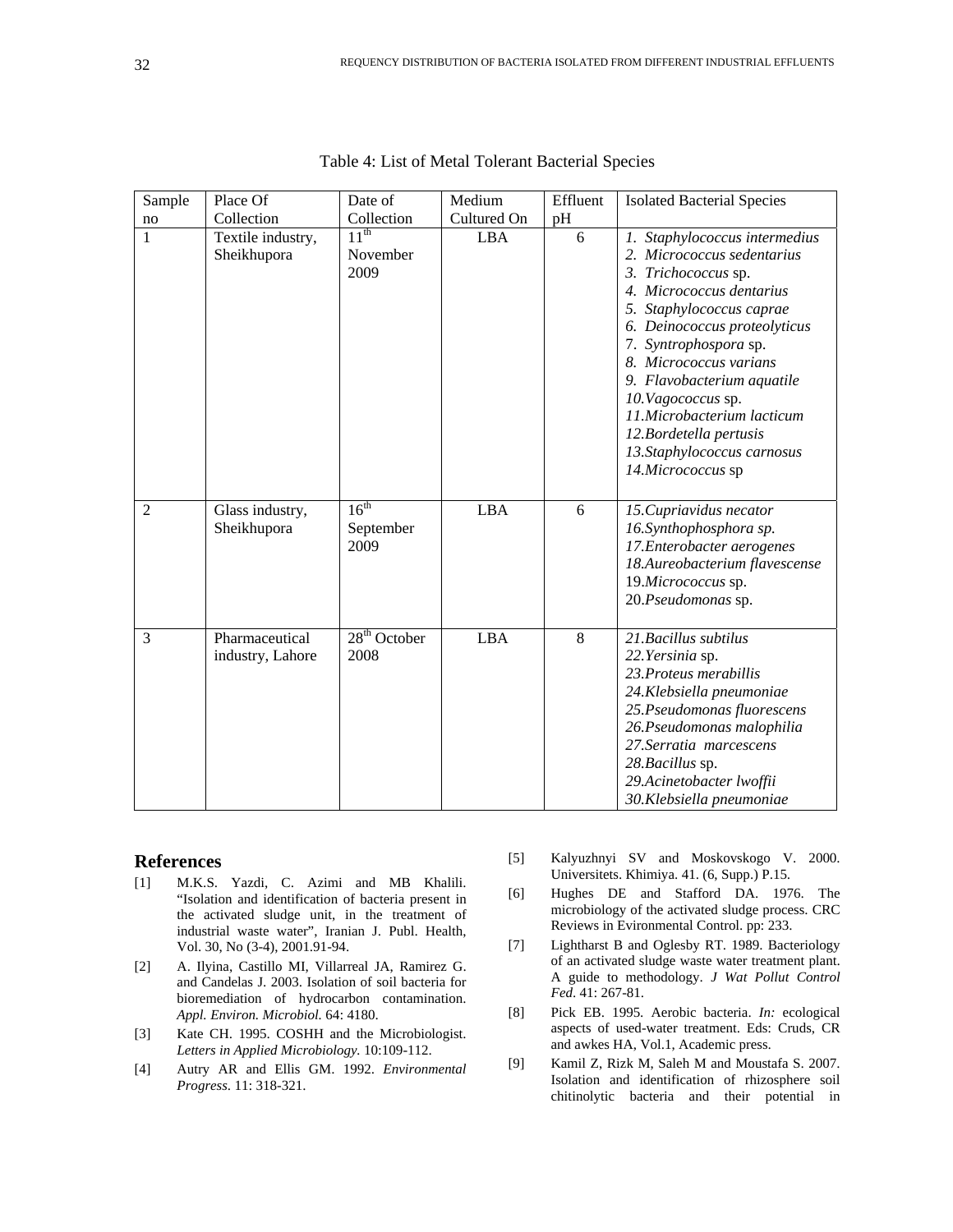Table 4: List of Metal Tolerant Bacterial Species

| Sample no | Place Of Collection | Date of Collection | Medium Cultured On | Effluent pH | Isolated Bacterial Species |
|---|---|---|---|---|---|
| 1 | Textile industry, Sheikhupora | 11th November 2009 | LBA | 6 | 1. *Staphylococcus intermedius*<br>2. *Micrococcus sedentarius*<br>3. *Trichococcus* sp.<br>4. *Micrococcus dentarius*<br>5. *Staphylococcus caprae*<br>6. *Deinococcus proteolyticus*<br>7. *Syntrophospora* sp.<br>8. *Micrococcus varians*<br>9. *Flavobacterium aquatile*<br>10. *Vagococcus* sp.<br>11. *Microbacterium lacticum*<br>12. *Bordetella pertusis*<br>13. *Staphylococcus carnosus*<br>14. *Micrococcus* sp |
| 2 | Glass industry, Sheikhupora | 16th September 2009 | LBA | 6 | 15. *Cupriavidus necator*<br>16. *Synthophosphora sp.*<br>17. *Enterobacter aerogenes*<br>18. *Aureobacterium flavescense*<br>19. *Micrococcus* sp.<br>20. *Pseudomonas* sp. |
| 3 | Pharmaceutical industry, Lahore | 28th October 2008 | LBA | 8 | 21. *Bacillus subtilus*<br>22. *Yersinia* sp.<br>23. *Proteus merabillis*<br>24. *Klebsiella pneumoniae*<br>25. *Pseudomonas fluorescens*<br>26. *Pseudomonas malophilia*<br>27. *Serratia marcescens*<br>28. *Bacillus* sp.<br>29. *Acinetobacter lwoffii*<br>30. *Klebsiella pneumoniae* |

## References

[1] M.K.S. Yazdi, C. Azimi and MB Khalili. "Isolation and identification of bacteria present in the activated sludge unit, in the treatment of industrial waste water", Iranian J. Publ. Health, Vol. 30, No (3-4), 2001.91-94.

[2] A. Ilyina, Castillo MI, Villarreal JA, Ramirez G. and Candelas J. 2003. Isolation of soil bacteria for bioremediation of hydrocarbon contamination. *Appl. Environ. Microbiol.* 64: 4180.

[3] Kate CH. 1995. COSHH and the Microbiologist. *Letters in Applied Microbiology.* 10:109-112.

[4] Autry AR and Ellis GM. 1992. *Environmental Progress*. 11: 318-321.

[5] Kalyuzhnyi SV and Moskovskogo V. 2000. Universitets. Khimiya. 41. (6, Supp.) P.15.

[6] Hughes DE and Stafford DA. 1976. The microbiology of the activated sludge process. CRC Reviews in Evironmental Control. pp: 233.

[7] Lightharst B and Oglesby RT. 1989. Bacteriology of an activated sludge waste water treatment plant. A guide to methodology. *J Wat Pollut Control Fed*. 41: 267-81.

[8] Pick EB. 1995. Aerobic bacteria. *In:* ecological aspects of used-water treatment. Eds: Cruds, CR and awkes HA, Vol.1, Academic press.

[9] Kamil Z, Rizk M, Saleh M and Moustafa S. 2007. Isolation and identification of rhizosphere soil chitinolytic bacteria and their potential in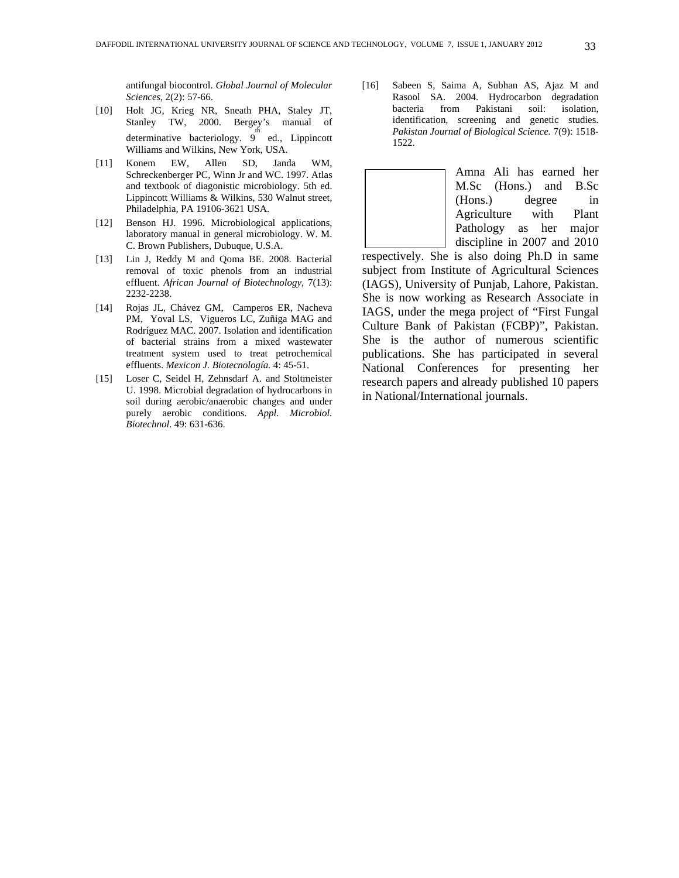antifungal biocontrol. *Global Journal of Molecular Sciences*, 2(2): 57-66.

[10] Holt JG, Krieg NR, Sneath PHA, Staley JT, Stanley TW, 2000. Bergey's manual of determinative bacteriology. 9th ed., Lippincott Williams and Wilkins, New York, USA.

[11] Konem EW, Allen SD, Janda WM, Schreckenberger PC, Winn Jr and WC. 1997. Atlas and textbook of diagonistic microbiology. 5th ed. Lippincott Williams & Wilkins, 530 Walnut street, Philadelphia, PA 19106-3621 USA.

[12] Benson HJ. 1996. Microbiological applications, laboratory manual in general microbiology. W. M. C. Brown Publishers, Dubuque, U.S.A.

[13] Lin J, Reddy M and Qoma BE. 2008. Bacterial removal of toxic phenols from an industrial effluent. *African Journal of Biotechnology*, 7(13): 2232-2238.

[14] Rojas JL, Chávez GM, Camperos ER, Nacheva PM, Yoval LS, Vigueros LC, Zuñiga MAG and Rodríguez MAC. 2007. Isolation and identification of bacterial strains from a mixed wastewater treatment system used to treat petrochemical effluents. *Mexicon J. Biotecnología.* 4: 45-51.

[15] Loser C, Seidel H, Zehnsdarf A. and Stoltmeister U. 1998. Microbial degradation of hydrocarbons in soil during aerobic/anaerobic changes and under purely aerobic conditions. *Appl. Microbiol. Biotechnol*. 49: 631-636.

[16] Sabeen S, Saima A, Subhan AS, Ajaz M and Rasool SA. 2004. Hydrocarbon degradation bacteria from Pakistani soil: isolation, identification, screening and genetic studies. *Pakistan Journal of Biological Science.* 7(9): 1518-1522.

Amna Ali has earned her M.Sc (Hons.) and B.Sc (Hons.) degree in Agriculture with Plant Pathology as her major discipline in 2007 and 2010 respectively. She is also doing Ph.D in same subject from Institute of Agricultural Sciences (IAGS), University of Punjab, Lahore, Pakistan. She is now working as Research Associate in IAGS, under the mega project of "First Fungal Culture Bank of Pakistan (FCBP)", Pakistan. She is the author of numerous scientific publications. She has participated in several National Conferences for presenting her research papers and already published 10 papers in National/International journals.